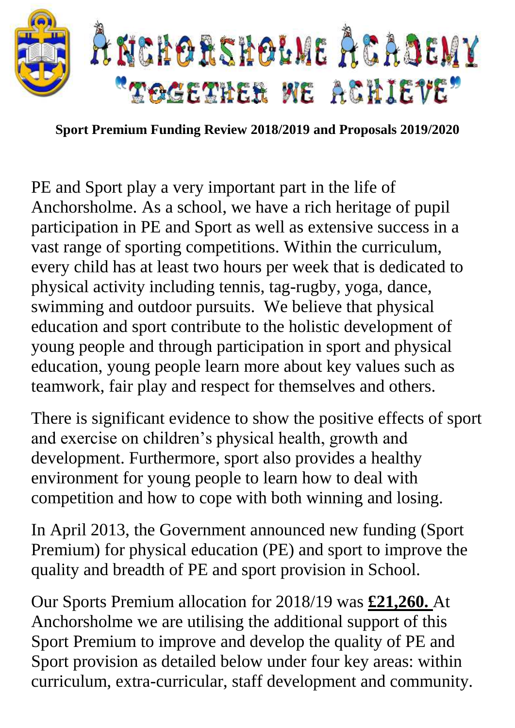# Anchorsholme Academy

## "Together We Achieve"

**Sport Premium Funding Review 2018/2019 and Proposals 2019/2020**

PE and Sport play a very important part in the life of Anchorsholme. As a school, we have a rich heritage of pupil participation in PE and Sport as well as extensive success in a vast range of sporting competitions. Within the curriculum, every child has at least two hours per week that is dedicated to physical activity including tennis, tag-rugby, yoga, dance, swimming and outdoor pursuits. We believe that physical education and sport contribute to the holistic development of young people and through participation in sport and physical education, young people learn more about key values such as teamwork, fair play and respect for themselves and others.

There is significant evidence to show the positive effects of sport and exercise on children's physical health, growth and development. Furthermore, sport also provides a healthy environment for young people to learn how to deal with competition and how to cope with both winning and losing.

In April 2013, the Government announced new funding (Sport Premium) for physical education (PE) and sport to improve the quality and breadth of PE and sport provision in School.

Our Sports Premium allocation for 2018/19 was **£21,260.** At Anchorsholme we are utilising the additional support of this Sport Premium to improve and develop the quality of PE and Sport provision as detailed below under four key areas: within curriculum, extra-curricular, staff development and community.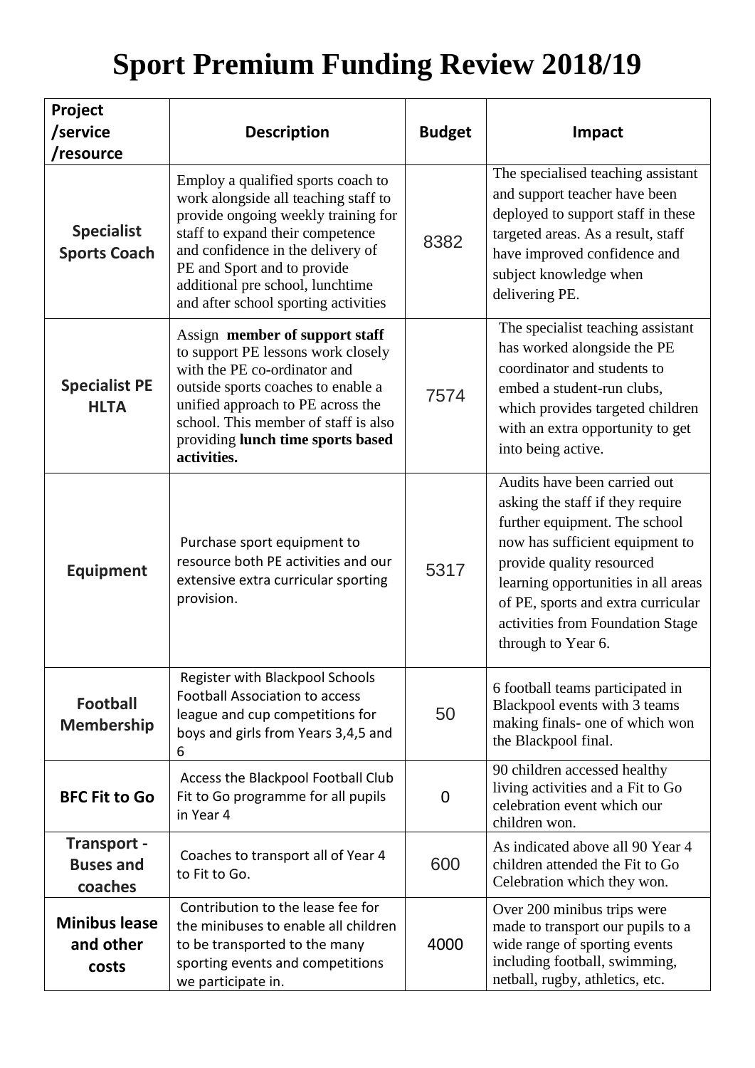# Sport Premium Funding Review 2018/19

| Project /service /resource | Description | Budget | Impact |
|---|---|---|---|
| **Specialist Sports Coach** | Employ a qualified sports coach to work alongside all teaching staff to provide ongoing weekly training for staff to expand their competence and confidence in the delivery of PE and Sport and to provide additional pre school, lunchtime and after school sporting activities | 8382 | The specialised teaching assistant and support teacher have been deployed to support staff in these targeted areas. As a result, staff have improved confidence and subject knowledge when delivering PE. |
| **Specialist PE HLTA** | Assign **member of support staff** to support PE lessons work closely with the PE co-ordinator and outside sports coaches to enable a unified approach to PE across the school. This member of staff is also providing **lunch time sports based activities.** | 7574 | The specialist teaching assistant has worked alongside the PE coordinator and students to embed a student-run clubs, which provides targeted children with an extra opportunity to get into being active. |
| **Equipment** | Purchase sport equipment to resource both PE activities and our extensive extra curricular sporting provision. | 5317 | Audits have been carried out asking the staff if they require further equipment. The school now has sufficient equipment to provide quality resourced learning opportunities in all areas of PE, sports and extra curricular activities from Foundation Stage through to Year 6. |
| **Football Membership** | Register with Blackpool Schools Football Association to access league and cup competitions for boys and girls from Years 3,4,5 and 6 | 50 | 6 football teams participated in Blackpool events with 3 teams making finals- one of which won the Blackpool final. |
| **BFC Fit to Go** | Access the Blackpool Football Club Fit to Go programme for all pupils in Year 4 | 0 | 90 children accessed healthy living activities and a Fit to Go celebration event which our children won. |
| **Transport - Buses and coaches** | Coaches to transport all of Year 4 to Fit to Go. | 600 | As indicated above all 90 Year 4 children attended the Fit to Go Celebration which they won. |
| **Minibus lease and other costs** | Contribution to the lease fee for the minibuses to enable all children to be transported to the many sporting events and competitions we participate in. | 4000 | Over 200 minibus trips were made to transport our pupils to a wide range of sporting events including football, swimming, netball, rugby, athletics, etc. |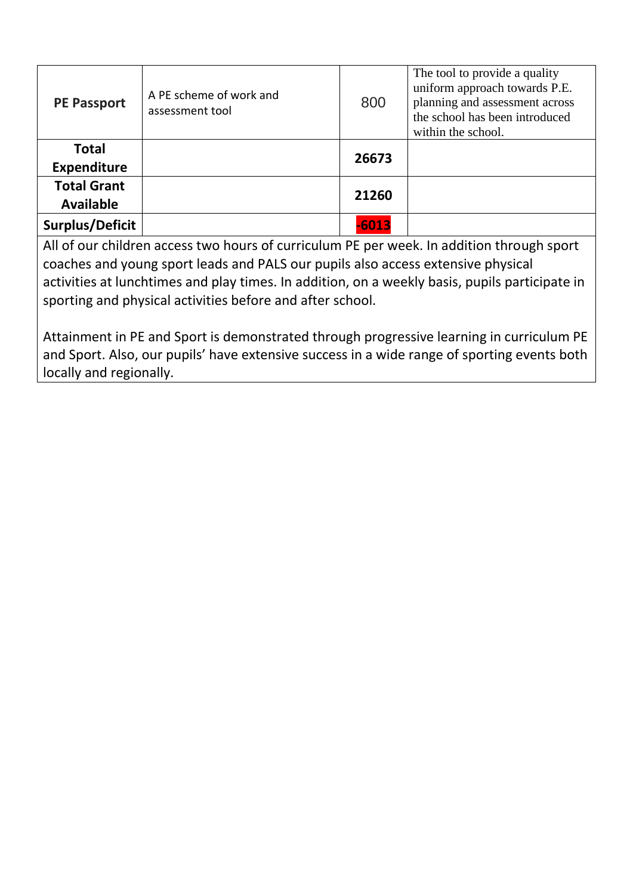| **PE Passport** | A PE scheme of work and assessment tool | 800 | The tool to provide a quality uniform approach towards P.E. planning and assessment across the school has been introduced within the school. |
| --- | --- | --- | --- |
| **Total Expenditure** | | **26673** | |
| **Total Grant Available** | | **21260** | |
| **Surplus/Deficit** | | **-6013** | |

All of our children access two hours of curriculum PE per week. In addition through sport coaches and young sport leads and PALS our pupils also access extensive physical activities at lunchtimes and play times. In addition, on a weekly basis, pupils participate in sporting and physical activities before and after school.

Attainment in PE and Sport is demonstrated through progressive learning in curriculum PE and Sport. Also, our pupils' have extensive success in a wide range of sporting events both locally and regionally.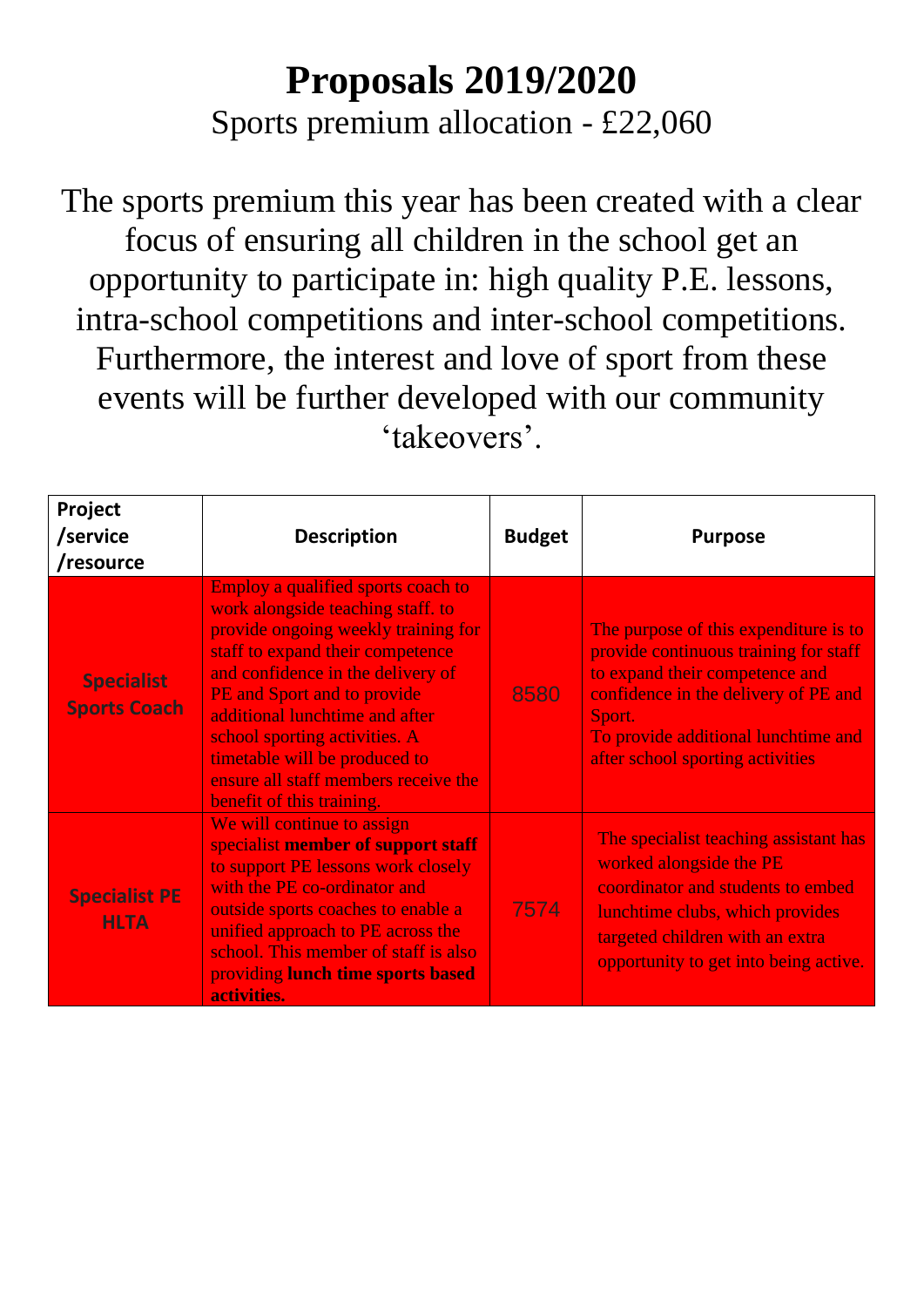# Proposals 2019/2020

Sports premium allocation - £22,060

The sports premium this year has been created with a clear focus of ensuring all children in the school get an opportunity to participate in: high quality P.E. lessons, intra-school competitions and inter-school competitions. Furthermore, the interest and love of sport from these events will be further developed with our community 'takeovers'.

| Project /service /resource | Description | Budget | Purpose |
|---|---|---|---|
| **Specialist Sports Coach** | Employ a qualified sports coach to work alongside teaching staff. to provide ongoing weekly training for staff to expand their competence and confidence in the delivery of PE and Sport and to provide additional lunchtime and after school sporting activities. A timetable will be produced to ensure all staff members receive the benefit of this training. | 8580 | The purpose of this expenditure is to provide continuous training for staff to expand their competence and confidence in the delivery of PE and Sport.<br>To provide additional lunchtime and after school sporting activities |
| **Specialist PE HLTA** | We will continue to assign specialist **member of support staff** to support PE lessons work closely with the PE co-ordinator and outside sports coaches to enable a unified approach to PE across the school. This member of staff is also providing **lunch time sports based activities.** | 7574 | The specialist teaching assistant has worked alongside the PE coordinator and students to embed lunchtime clubs, which provides targeted children with an extra opportunity to get into being active. |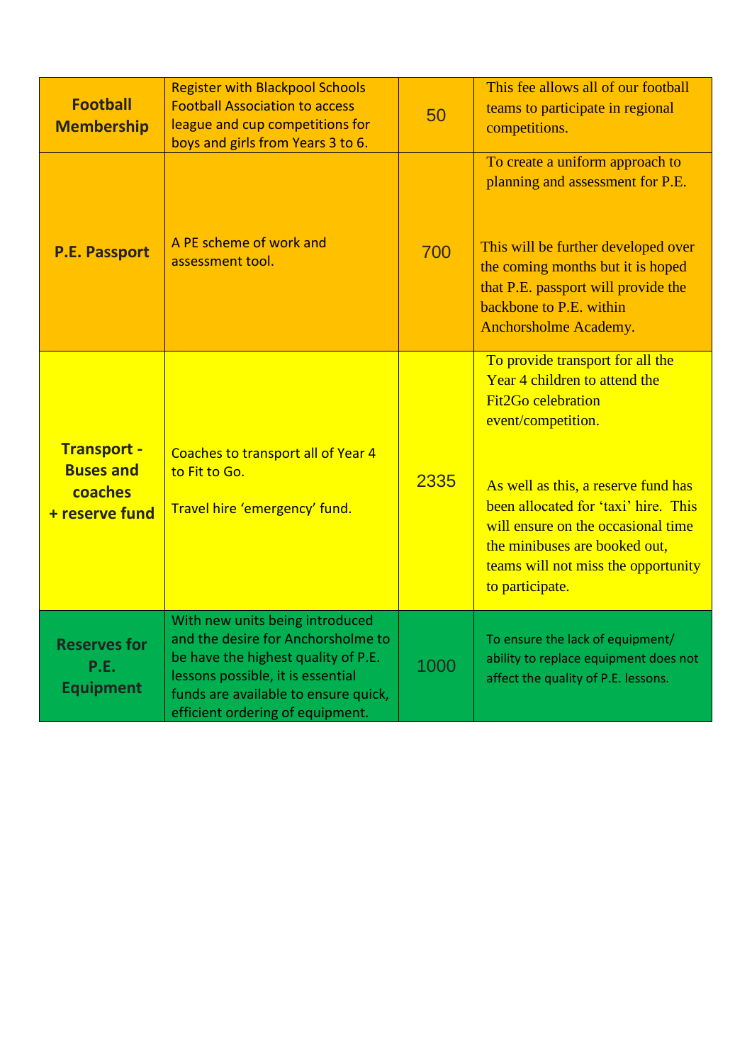| **Football Membership** | Register with Blackpool Schools Football Association to access league and cup competitions for boys and girls from Years 3 to 6. | 50 | This fee allows all of our football teams to participate in regional competitions. |
|---|---|---|---|
| **P.E. Passport** | A PE scheme of work and assessment tool. | 700 | To create a uniform approach to planning and assessment for P.E.<br><br>This will be further developed over the coming months but it is hoped that P.E. passport will provide the backbone to P.E. within Anchorsholme Academy. |
| **Transport - Buses and coaches + reserve fund** | Coaches to transport all of Year 4 to Fit to Go.<br><br>Travel hire 'emergency' fund. | 2335 | To provide transport for all the Year 4 children to attend the Fit2Go celebration event/competition.<br><br>As well as this, a reserve fund has been allocated for 'taxi' hire. This will ensure on the occasional time the minibuses are booked out, teams will not miss the opportunity to participate. |
| **Reserves for P.E. Equipment** | With new units being introduced and the desire for Anchorsholme to be have the highest quality of P.E. lessons possible, it is essential funds are available to ensure quick, efficient ordering of equipment. | 1000 | To ensure the lack of equipment/ ability to replace equipment does not affect the quality of P.E. lessons. |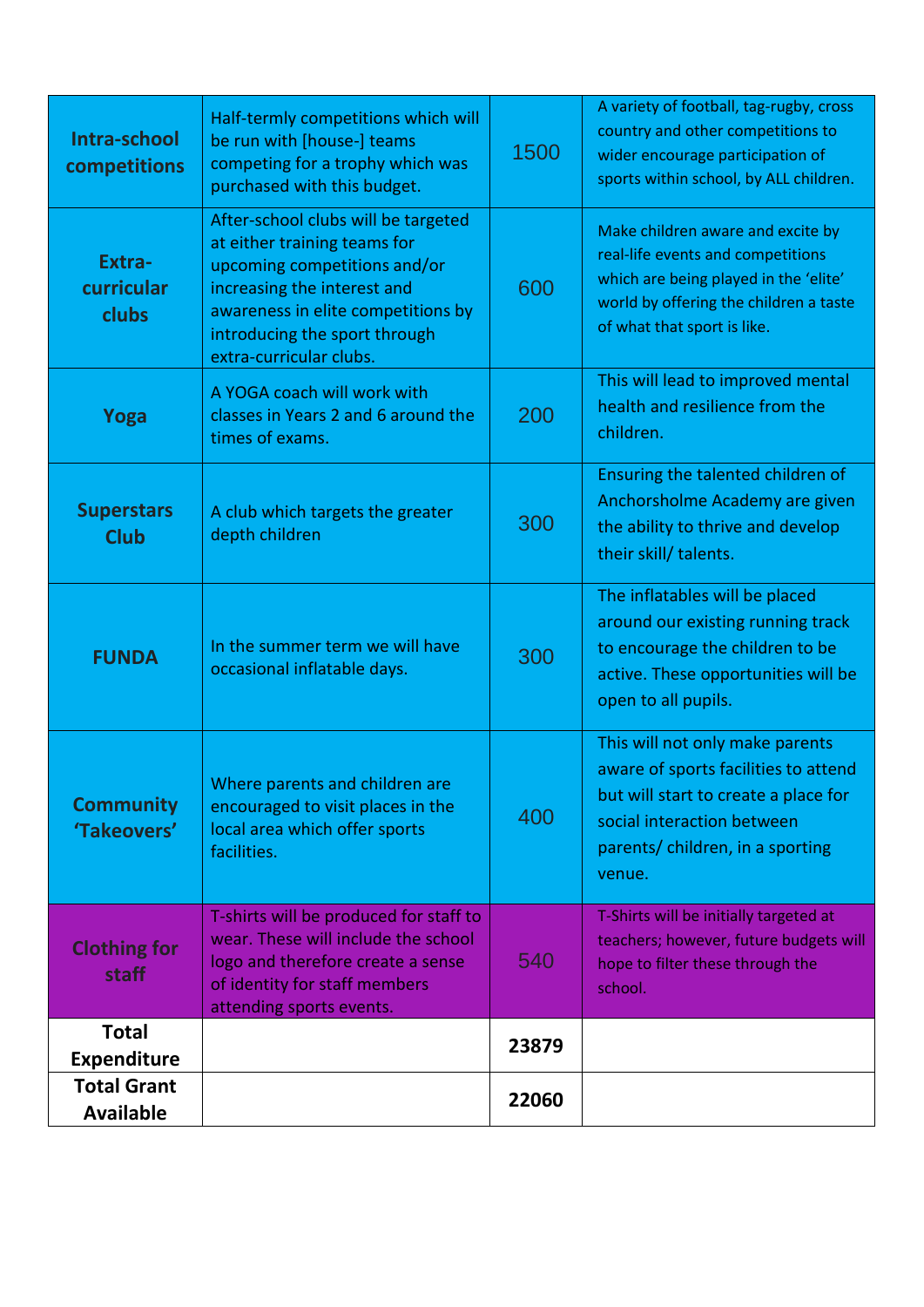| | | | |
|---|---|---|---|
| **Intra-school competitions** | Half-termly competitions which will be run with [house-] teams competing for a trophy which was purchased with this budget. | 1500 | A variety of football, tag-rugby, cross country and other competitions to wider encourage participation of sports within school, by ALL children. |
| **Extra-curricular clubs** | After-school clubs will be targeted at either training teams for upcoming competitions and/or increasing the interest and awareness in elite competitions by introducing the sport through extra-curricular clubs. | 600 | Make children aware and excite by real-life events and competitions which are being played in the 'elite' world by offering the children a taste of what that sport is like. |
| **Yoga** | A YOGA coach will work with classes in Years 2 and 6 around the times of exams. | 200 | This will lead to improved mental health and resilience from the children. |
| **Superstars Club** | A club which targets the greater depth children | 300 | Ensuring the talented children of Anchorsholme Academy are given the ability to thrive and develop their skill/ talents. |
| **FUNDA** | In the summer term we will have occasional inflatable days. | 300 | The inflatables will be placed around our existing running track to encourage the children to be active. These opportunities will be open to all pupils. |
| **Community 'Takeovers'** | Where parents and children are encouraged to visit places in the local area which offer sports facilities. | 400 | This will not only make parents aware of sports facilities to attend but will start to create a place for social interaction between parents/ children, in a sporting venue. |
| **Clothing for staff** | T-shirts will be produced for staff to wear. These will include the school logo and therefore create a sense of identity for staff members attending sports events. | 540 | T-Shirts will be initially targeted at teachers; however, future budgets will hope to filter these through the school. |
| **Total Expenditure** | | **23879** | |
| **Total Grant Available** | | **22060** | |